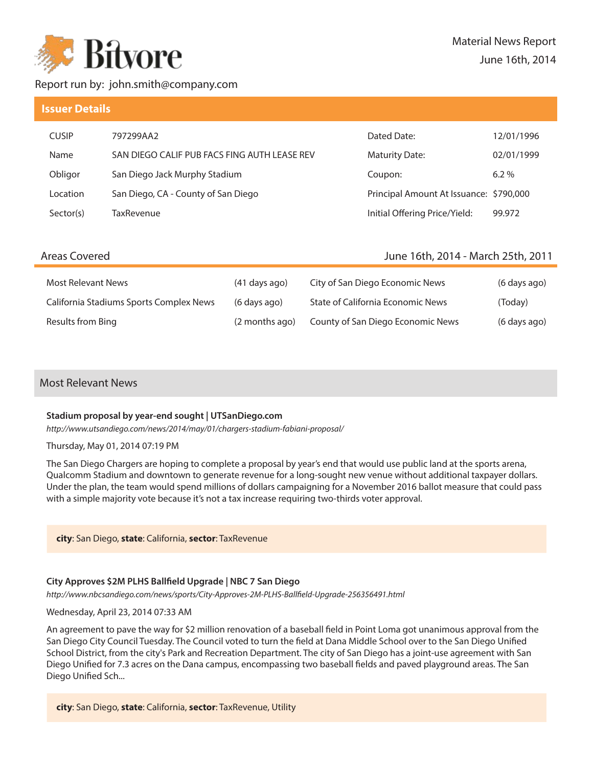Bitvore

Material News Report

June 16th, 2014

Report run by: john.smith@company.com

## Issuer Details

| | | | |
|---|---|---|---|
| CUSIP | 797299AA2 | Dated Date: | 12/01/1996 |
| Name | SAN DIEGO CALIF PUB FACS FING AUTH LEASE REV | Maturity Date: | 02/01/1999 |
| Obligor | San Diego Jack Murphy Stadium | Coupon: | 6.2 % |
| Location | San Diego, CA - County of San Diego | Principal Amount At Issuance: | $790,000 |
| Sector(s) | TaxRevenue | Initial Offering Price/Yield: | 99.972 |

## Areas Covered

June 16th, 2014 - March 25th, 2011

| | | | |
|---|---|---|---|
| Most Relevant News | (41 days ago) | City of San Diego Economic News | (6 days ago) |
| California Stadiums Sports Complex News | (6 days ago) | State of California Economic News | (Today) |
| Results from Bing | (2 months ago) | County of San Diego Economic News | (6 days ago) |

## Most Relevant News

**Stadium proposal by year-end sought | UTSanDiego.com**

*http://www.utsandiego.com/news/2014/may/01/chargers-stadium-fabiani-proposal/*

Thursday, May 01, 2014 07:19 PM

The San Diego Chargers are hoping to complete a proposal by year's end that would use public land at the sports arena, Qualcomm Stadium and downtown to generate revenue for a long-sought new venue without additional taxpayer dollars. Under the plan, the team would spend millions of dollars campaigning for a November 2016 ballot measure that could pass with a simple majority vote because it's not a tax increase requiring two-thirds voter approval.

**city**: San Diego, **state**: California, **sector**: TaxRevenue

**City Approves $2M PLHS Ballfield Upgrade | NBC 7 San Diego**

*http://www.nbcsandiego.com/news/sports/City-Approves-2M-PLHS-Ballfield-Upgrade-256356491.html*

Wednesday, April 23, 2014 07:33 AM

An agreement to pave the way for $2 million renovation of a baseball field in Point Loma got unanimous approval from the San Diego City Council Tuesday. The Council voted to turn the field at Dana Middle School over to the San Diego Unified School District, from the city's Park and Recreation Department. The city of San Diego has a joint-use agreement with San Diego Unified for 7.3 acres on the Dana campus, encompassing two baseball fields and paved playground areas. The San Diego Unified Sch...

**city**: San Diego, **state**: California, **sector**: TaxRevenue, Utility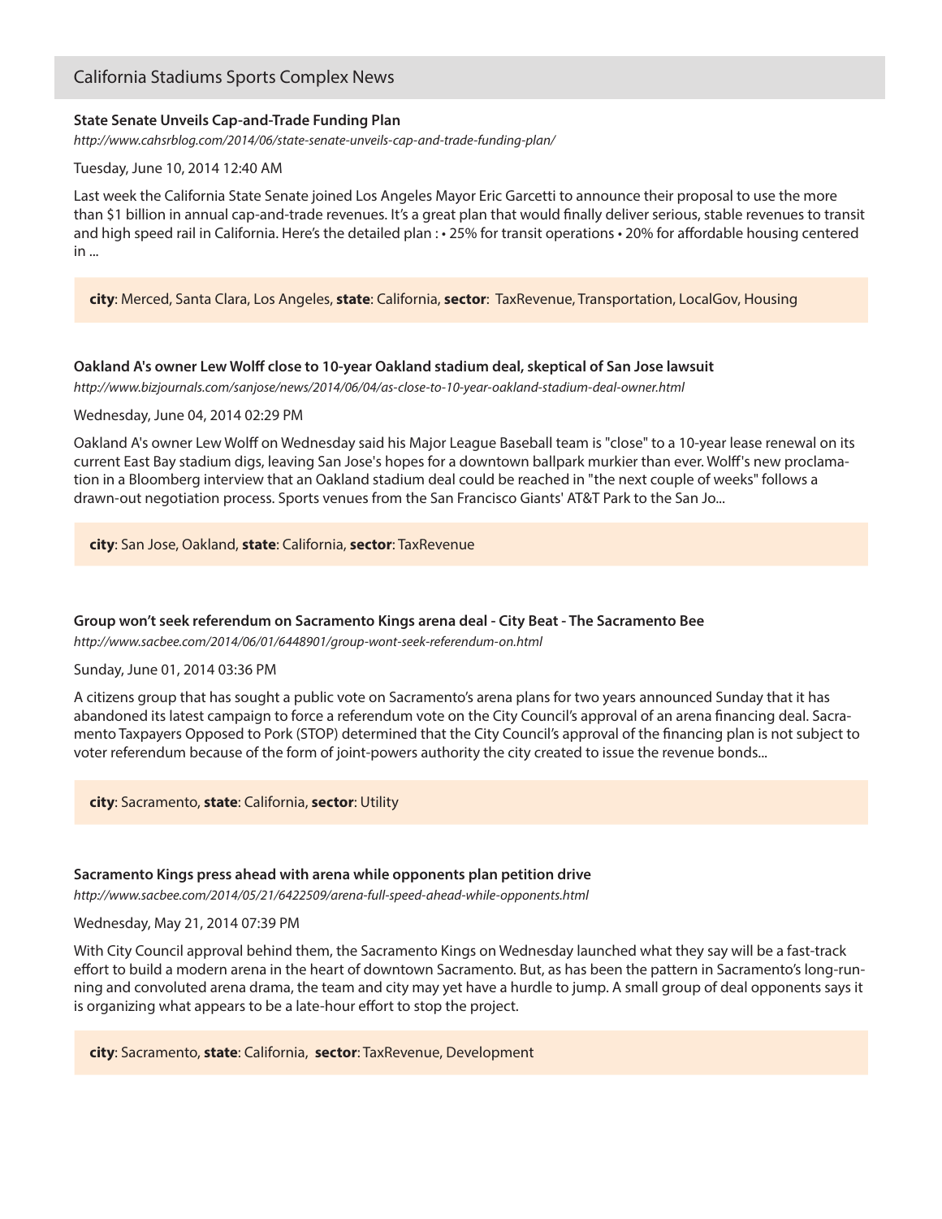## California Stadiums Sports Complex News

### State Senate Unveils Cap-and-Trade Funding Plan

*http://www.cahsrblog.com/2014/06/state-senate-unveils-cap-and-trade-funding-plan/*

Tuesday, June 10, 2014 12:40 AM

Last week the California State Senate joined Los Angeles Mayor Eric Garcetti to announce their proposal to use the more than $1 billion in annual cap-and-trade revenues. It's a great plan that would finally deliver serious, stable revenues to transit and high speed rail in California. Here's the detailed plan : • 25% for transit operations • 20% for affordable housing centered in ...

**city**: Merced, Santa Clara, Los Angeles, **state**: California, **sector**: TaxRevenue, Transportation, LocalGov, Housing

### Oakland A's owner Lew Wolff close to 10-year Oakland stadium deal, skeptical of San Jose lawsuit

*http://www.bizjournals.com/sanjose/news/2014/06/04/as-close-to-10-year-oakland-stadium-deal-owner.html*

Wednesday, June 04, 2014 02:29 PM

Oakland A's owner Lew Wolff on Wednesday said his Major League Baseball team is "close" to a 10-year lease renewal on its current East Bay stadium digs, leaving San Jose's hopes for a downtown ballpark murkier than ever. Wolff's new proclamation in a Bloomberg interview that an Oakland stadium deal could be reached in "the next couple of weeks" follows a drawn-out negotiation process. Sports venues from the San Francisco Giants' AT&T Park to the San Jo...

**city**: San Jose, Oakland, **state**: California, **sector**: TaxRevenue

### Group won't seek referendum on Sacramento Kings arena deal - City Beat - The Sacramento Bee

*http://www.sacbee.com/2014/06/01/6448901/group-wont-seek-referendum-on.html*

Sunday, June 01, 2014 03:36 PM

A citizens group that has sought a public vote on Sacramento's arena plans for two years announced Sunday that it has abandoned its latest campaign to force a referendum vote on the City Council's approval of an arena financing deal. Sacramento Taxpayers Opposed to Pork (STOP) determined that the City Council's approval of the financing plan is not subject to voter referendum because of the form of joint-powers authority the city created to issue the revenue bonds...

**city**: Sacramento, **state**: California, **sector**: Utility

### Sacramento Kings press ahead with arena while opponents plan petition drive

*http://www.sacbee.com/2014/05/21/6422509/arena-full-speed-ahead-while-opponents.html*

Wednesday, May 21, 2014 07:39 PM

With City Council approval behind them, the Sacramento Kings on Wednesday launched what they say will be a fast-track effort to build a modern arena in the heart of downtown Sacramento. But, as has been the pattern in Sacramento's long-running and convoluted arena drama, the team and city may yet have a hurdle to jump. A small group of deal opponents says it is organizing what appears to be a late-hour effort to stop the project.

**city**: Sacramento, **state**: California, **sector**: TaxRevenue, Development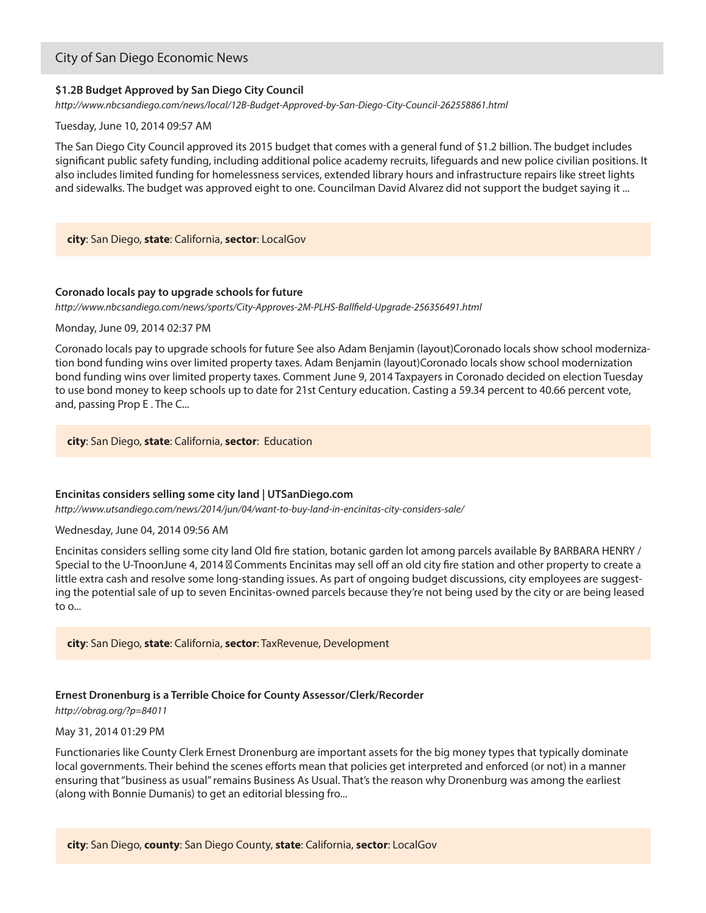## City of San Diego Economic News

**$1.2B Budget Approved by San Diego City Council**

*http://www.nbcsandiego.com/news/local/12B-Budget-Approved-by-San-Diego-City-Council-262558861.html*

Tuesday, June 10, 2014 09:57 AM

The San Diego City Council approved its 2015 budget that comes with a general fund of $1.2 billion. The budget includes significant public safety funding, including additional police academy recruits, lifeguards and new police civilian positions. It also includes limited funding for homelessness services, extended library hours and infrastructure repairs like street lights and sidewalks. The budget was approved eight to one. Councilman David Alvarez did not support the budget saying it ...

**city**: San Diego, **state**: California, **sector**: LocalGov

**Coronado locals pay to upgrade schools for future**

*http://www.nbcsandiego.com/news/sports/City-Approves-2M-PLHS-Ballfield-Upgrade-256356491.html*

Monday, June 09, 2014 02:37 PM

Coronado locals pay to upgrade schools for future See also Adam Benjamin (layout)Coronado locals show school modernization bond funding wins over limited property taxes. Adam Benjamin (layout)Coronado locals show school modernization bond funding wins over limited property taxes. Comment June 9, 2014 Taxpayers in Coronado decided on election Tuesday to use bond money to keep schools up to date for 21st Century education. Casting a 59.34 percent to 40.66 percent vote, and, passing Prop E . The C...

**city**: San Diego, **state**: California, **sector**: Education

**Encinitas considers selling some city land | UTSanDiego.com**

*http://www.utsandiego.com/news/2014/jun/04/want-to-buy-land-in-encinitas-city-considers-sale/*

Wednesday, June 04, 2014 09:56 AM

Encinitas considers selling some city land Old fire station, botanic garden lot among parcels available By BARBARA HENRY / Special to the U-TnoonJune 4, 2014 Comments Encinitas may sell off an old city fire station and other property to create a little extra cash and resolve some long-standing issues. As part of ongoing budget discussions, city employees are suggesting the potential sale of up to seven Encinitas-owned parcels because they're not being used by the city or are being leased to o...

**city**: San Diego, **state**: California, **sector**: TaxRevenue, Development

**Ernest Dronenburg is a Terrible Choice for County Assessor/Clerk/Recorder**

*http://obrag.org/?p=84011*

May 31, 2014 01:29 PM

Functionaries like County Clerk Ernest Dronenburg are important assets for the big money types that typically dominate local governments. Their behind the scenes efforts mean that policies get interpreted and enforced (or not) in a manner ensuring that "business as usual" remains Business As Usual. That's the reason why Dronenburg was among the earliest (along with Bonnie Dumanis) to get an editorial blessing fro...

**city**: San Diego, **county**: San Diego County, **state**: California, **sector**: LocalGov